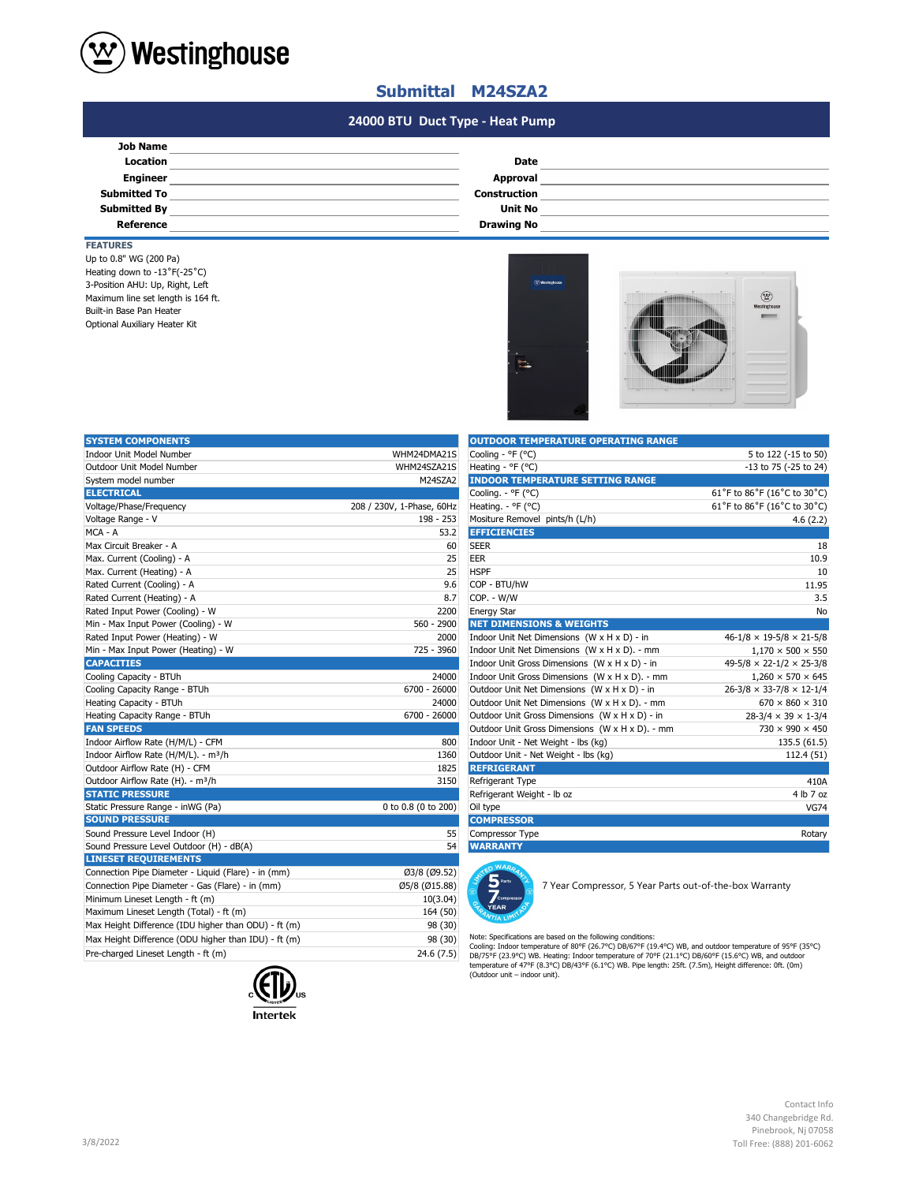Westinghouse

# Submittal M24SZA2

## 24000 BTU Duct Type - Heat Pump

| | | | |
|---|---|---|---|
| **Job Name** | | | |
| **Location** | | **Date** | |
| **Engineer** | | **Approval** | |
| **Submitted To** | | **Construction** | |
| **Submitted By** | | **Unit No** | |
| **Reference** | | **Drawing No** | |

### FEATURES

Up to 0.8" WG (200 Pa)
Heating down to -13°F(-25°C)
3-Position AHU: Up, Right, Left
Maximum line set length is 164 ft.
Built-in Base Pan Heater
Optional Auxiliary Heater Kit

| **SYSTEM COMPONENTS** | |
|---|---|
| Indoor Unit Model Number | WHM24DMA21S |
| Outdoor Unit Model Number | WHM24SZA21S |
| System model number | M24SZA2 |
| **ELECTRICAL** | |
| Voltage/Phase/Frequency | 208 / 230V, 1-Phase, 60Hz |
| Voltage Range - V | 198 - 253 |
| MCA - A | 53.2 |
| Max Circuit Breaker - A | 60 |
| Max. Current (Cooling) - A | 25 |
| Max. Current (Heating) - A | 25 |
| Rated Current (Cooling) - A | 9.6 |
| Rated Current (Heating) - A | 8.7 |
| Rated Input Power (Cooling) - W | 2200 |
| Min - Max Input Power (Cooling) - W | 560 - 2900 |
| Rated Input Power (Heating) - W | 2000 |
| Min - Max Input Power (Heating) - W | 725 - 3960 |
| **CAPACITIES** | |
| Cooling Capacity - BTUh | 24000 |
| Cooling Capacity Range - BTUh | 6700 - 26000 |
| Heating Capacity - BTUh | 24000 |
| Heating Capacity Range - BTUh | 6700 - 26000 |
| **FAN SPEEDS** | |
| Indoor Airflow Rate (H/M/L) - CFM | 800 |
| Indoor Airflow Rate (H/M/L). - m³/h | 1360 |
| Outdoor Airflow Rate (H) - CFM | 1825 |
| Outdoor Airflow Rate (H). - m³/h | 3150 |
| **STATIC PRESSURE** | |
| Static Pressure Range - inWG (Pa) | 0 to 0.8 (0 to 200) |
| **SOUND PRESSURE** | |
| Sound Pressure Level Indoor (H) | 55 |
| Sound Pressure Level Outdoor (H) - dB(A) | 54 |
| **LINESET REQUIREMENTS** | |
| Connection Pipe Diameter - Liquid (Flare) - in (mm) | Ø3/8 (Ø9.52) |
| Connection Pipe Diameter - Gas (Flare) - in (mm) | Ø5/8 (Ø15.88) |
| Minimum Lineset Length - ft (m) | 10(3.04) |
| Maximum Lineset Length (Total) - ft (m) | 164 (50) |
| Max Height Difference (IDU higher than ODU) - ft (m) | 98 (30) |
| Max Height Difference (ODU higher than IDU) - ft (m) | 98 (30) |
| Pre-charged Lineset Length - ft (m) | 24.6 (7.5) |

| **OUTDOOR TEMPERATURE OPERATING RANGE** | |
|---|---|
| Cooling - °F (°C) | 5 to 122 (-15 to 50) |
| Heating - °F (°C) | -13 to 75 (-25 to 24) |
| **INDOOR TEMPERATURE SETTING RANGE** | |
| Cooling. - °F (°C) | 61˚F to 86˚F (16˚C to 30˚C) |
| Heating. - °F (°C) | 61˚F to 86˚F (16˚C to 30˚C) |
| Mositure Removel pints/h (L/h) | 4.6 (2.2) |
| **EFFICIENCIES** | |
| SEER | 18 |
| EER | 10.9 |
| HSPF | 10 |
| COP - BTU/hW | 11.95 |
| COP. - W/W | 3.5 |
| Energy Star | No |
| **NET DIMENSIONS & WEIGHTS** | |
| Indoor Unit Net Dimensions (W x H x D) - in | 46-1/8 × 19-5/8 × 21-5/8 |
| Indoor Unit Net Dimensions (W x H x D). - mm | 1,170 × 500 × 550 |
| Indoor Unit Gross Dimensions (W x H x D) - in | 49-5/8 × 22-1/2 × 25-3/8 |
| Indoor Unit Gross Dimensions (W x H x D). - mm | 1,260 × 570 × 645 |
| Outdoor Unit Net Dimensions (W x H x D) - in | 26-3/8 × 33-7/8 × 12-1/4 |
| Outdoor Unit Net Dimensions (W x H x D). - mm | 670 × 860 × 310 |
| Outdoor Unit Gross Dimensions (W x H x D) - in | 28-3/4 × 39 × 1-3/4 |
| Outdoor Unit Gross Dimensions (W x H x D). - mm | 730 × 990 × 450 |
| Indoor Unit - Net Weight - lbs (kg) | 135.5 (61.5) |
| Outdoor Unit - Net Weight - lbs (kg) | 112.4 (51) |
| **REFRIGERANT** | |
| Refrigerant Type | 410A |
| Refrigerant Weight - lb oz | 4 lb 7 oz |
| Oil type | VG74 |
| **COMPRESSOR** | |
| Compressor Type | Rotary |
| **WARRANTY** | |

7 Year Compressor, 5 Year Parts out-of-the-box Warranty

Note: Specifications are based on the following conditions:
Cooling: Indoor temperature of 80°F (26.7°C) DB/67°F (19.4°C) WB, and outdoor temperature of 95°F (35°C) DB/75°F (23.9°C) WB. Heating: Indoor temperature of 70°F (21.1°C) DB/60°F (15.6°C) WB, and outdoor temperature of 47°F (8.3°C) DB/43°F (6.1°C) WB. Pipe length: 25ft. (7.5m), Height difference: 0ft. (0m) (Outdoor unit – indoor unit).

Intertek

3/8/2022

Contact Info
340 Changebridge Rd.
Pinebrook, Nj 07058
Toll Free: (888) 201-6062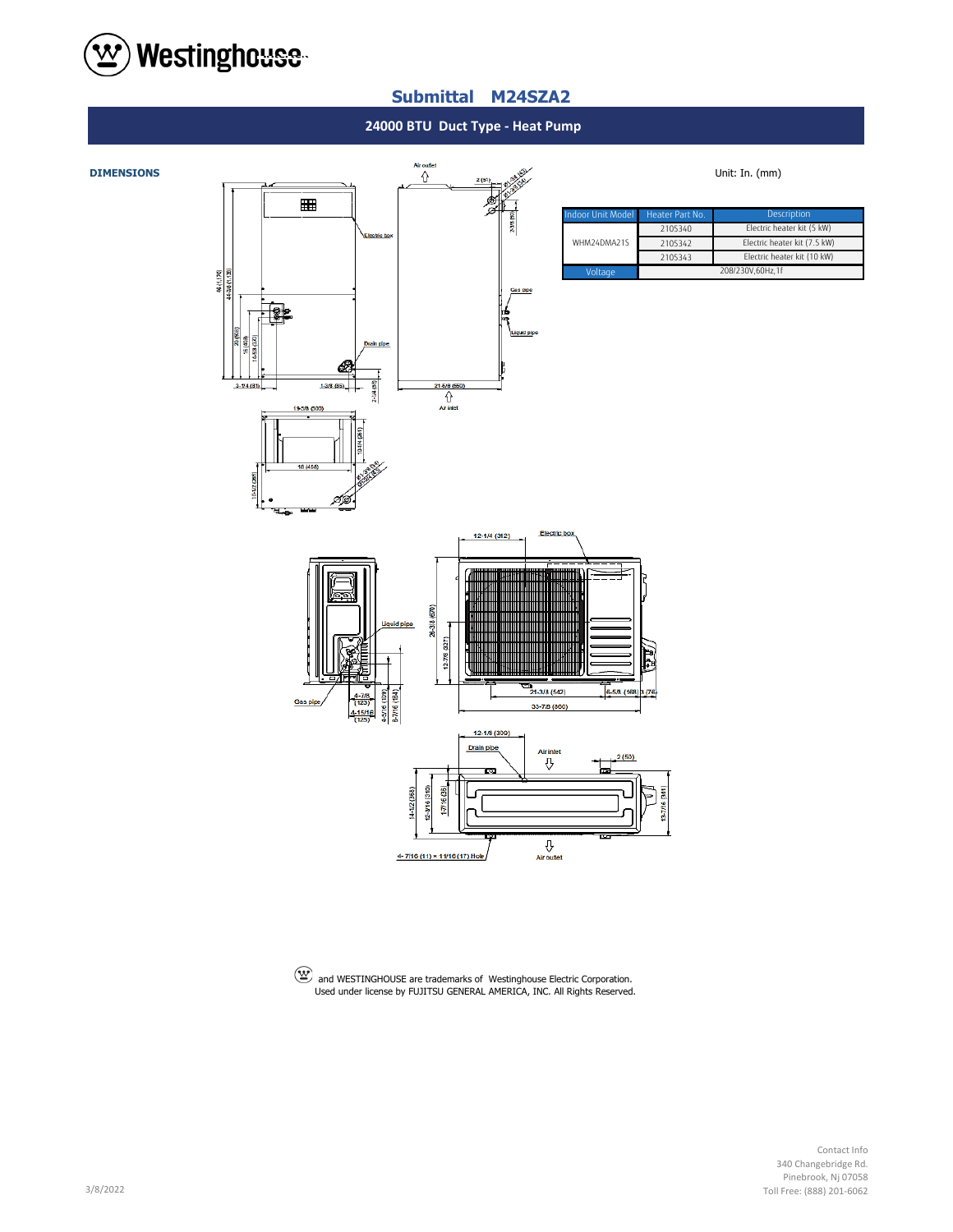# Submittal M24SZA2

## 24000 BTU Duct Type - Heat Pump

**DIMENSIONS**

Unit: In. (mm)

| Indoor Unit Model | Heater Part No. | Description |
|---|---|---|
| WHM24DMA21S | 2105340 | Electric heater kit (5 kW) |
| | 2105342 | Electric heater kit (7.5 kW) |
| | 2105343 | Electric heater kit (10 kW) |
| Voltage | 208/230V,60Hz,1f | |

Air outlet

2 (51)

Electric box

46 (1,170)

44-5/8 (1,133)

Gas pipe

Liquid pipe

Drain pipe

20 (508)

16 (406)

16-5/8 (420)

3-1/4 (81)

1-3/8 (35)

2-1/4 (57)

21-5/8 (550)

Air inlet

19-5/8 (500)

18 (458)

13-3/4 (351)

10-1/2 (267)

12-1/4 (312)

Electric box

26-3/8 (670)

12-7/8 (327)

Liquid pipe

Gas pipe

4-7/8 (123)

4-15/16 (125)

4-5/16 (109)

5-7/16 (154)

21-3/8 (542)

6-5/8 (168)

3 (76)

33-7/8 (860)

12-1/8 (308)

Drain pipe

Air inlet

2 (50)

14-1/2 (368)

12-5/16 (313)

1-7/16 (36)

13-7/16 (341)

4-7/16 (11) × 11/16 (17) Hole

Air outlet

and WESTINGHOUSE are trademarks of Westinghouse Electric Corporation.
Used under license by FUJITSU GENERAL AMERICA, INC. All Rights Reserved.

3/8/2022

Contact Info
340 Changebridge Rd.
Pinebrook, Nj 07058
Toll Free: (888) 201-6062